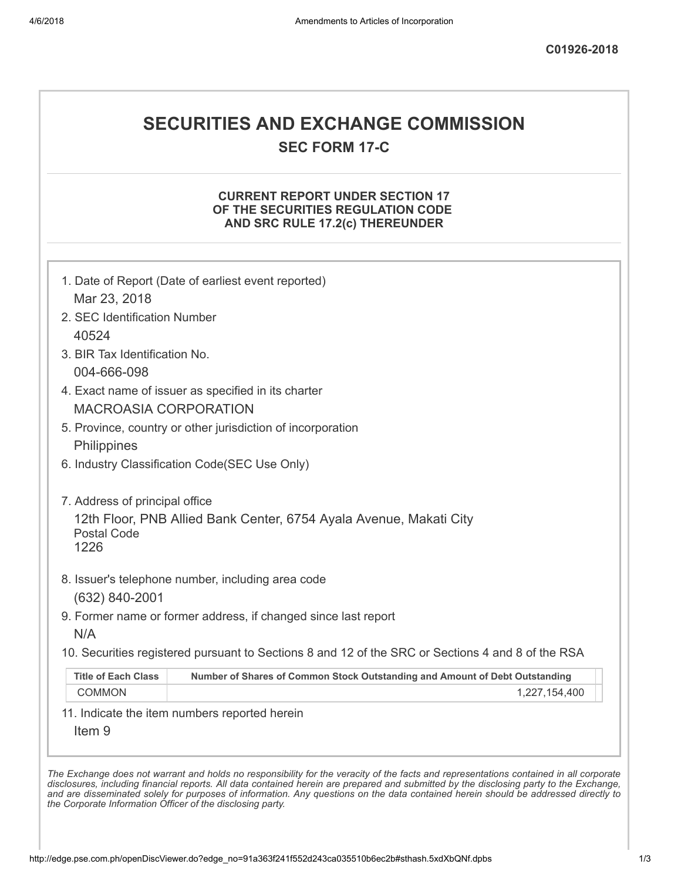C01926-2018

# SECURITIES AND EXCHANGE COMMISSION

## SEC FORM 17-C

### CURRENT REPORT UNDER SECTION 17 OF THE SECURITIES REGULATION CODE AND SRC RULE 17.2(c) THEREUNDER

1. Date of Report (Date of earliest event reported)
   Mar 23, 2018
2. SEC Identification Number
   40524
3. BIR Tax Identification No.
   004-666-098
4. Exact name of issuer as specified in its charter
   MACROASIA CORPORATION
5. Province, country or other jurisdiction of incorporation
   Philippines
6. Industry Classification Code(SEC Use Only)

7. Address of principal office
   12th Floor, PNB Allied Bank Center, 6754 Ayala Avenue, Makati City
   Postal Code
   1226
8. Issuer's telephone number, including area code
   (632) 840-2001
9. Former name or former address, if changed since last report
   N/A
10. Securities registered pursuant to Sections 8 and 12 of the SRC or Sections 4 and 8 of the RSA

| Title of Each Class | Number of Shares of Common Stock Outstanding and Amount of Debt Outstanding |
|---|---|
| COMMON | 1,227,154,400 |

11. Indicate the item numbers reported herein
    Item 9

*The Exchange does not warrant and holds no responsibility for the veracity of the facts and representations contained in all corporate disclosures, including financial reports. All data contained herein are prepared and submitted by the disclosing party to the Exchange, and are disseminated solely for purposes of information. Any questions on the data contained herein should be addressed directly to the Corporate Information Officer of the disclosing party.*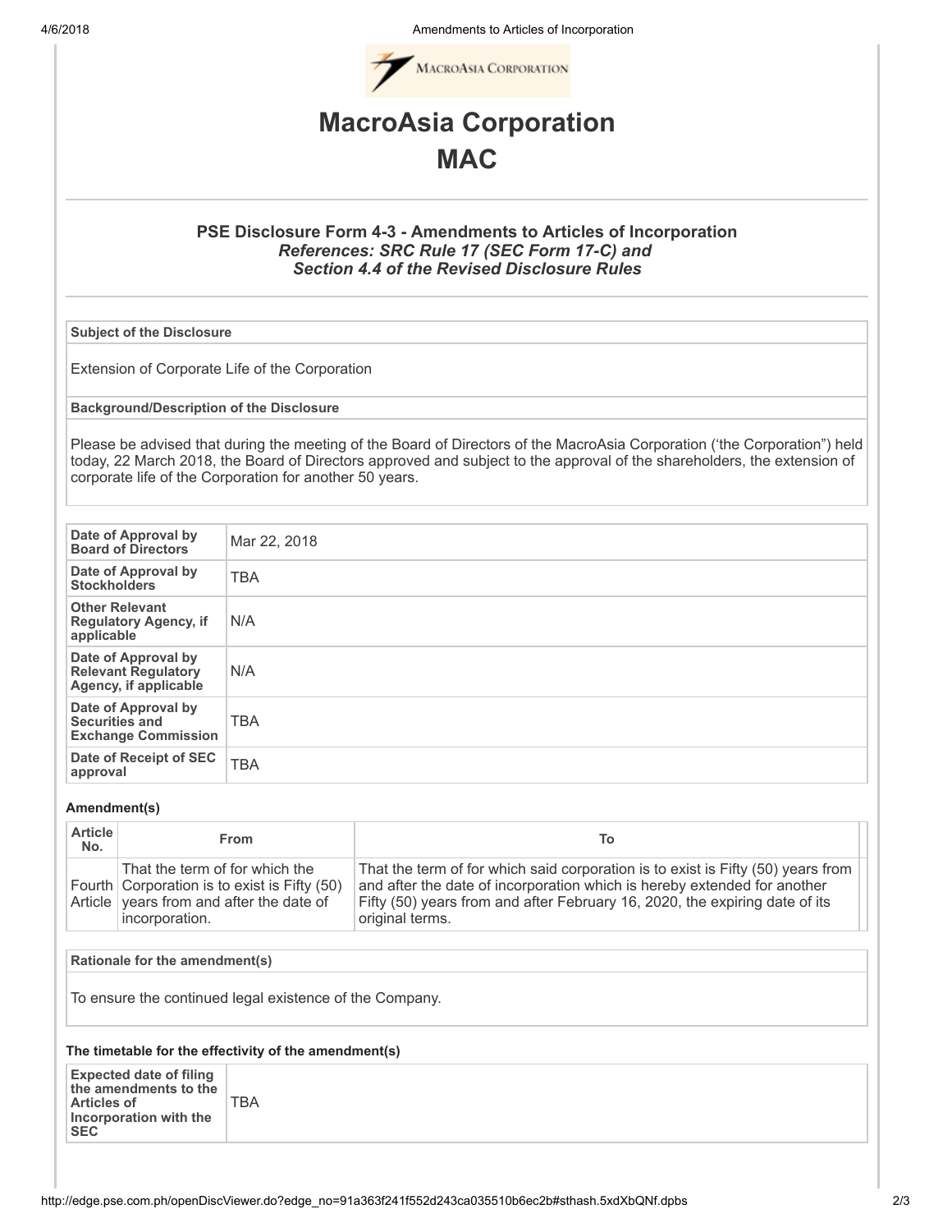# MacroAsia Corporation

# MAC

### PSE Disclosure Form 4-3 - Amendments to Articles of Incorporation

***References: SRC Rule 17 (SEC Form 17-C) and Section 4.4 of the Revised Disclosure Rules***

| Subject of the Disclosure |
|---|
| Extension of Corporate Life of the Corporation |

| Background/Description of the Disclosure |
|---|
| Please be advised that during the meeting of the Board of Directors of the MacroAsia Corporation ('the Corporation") held today, 22 March 2018, the Board of Directors approved and subject to the approval of the shareholders, the extension of corporate life of the Corporation for another 50 years. |

| | |
|---|---|
| **Date of Approval by Board of Directors** | Mar 22, 2018 |
| **Date of Approval by Stockholders** | TBA |
| **Other Relevant Regulatory Agency, if applicable** | N/A |
| **Date of Approval by Relevant Regulatory Agency, if applicable** | N/A |
| **Date of Approval by Securities and Exchange Commission** | TBA |
| **Date of Receipt of SEC approval** | TBA |

**Amendment(s)**

| Article No. | From | To |
|---|---|---|
| Fourth Article | That the term of for which the Corporation is to exist is Fifty (50) years from and after the date of incorporation. | That the term of for which said corporation is to exist is Fifty (50) years from and after the date of incorporation which is hereby extended for another Fifty (50) years from and after February 16, 2020, the expiring date of its original terms. |

| Rationale for the amendment(s) |
|---|
| To ensure the continued legal existence of the Company. |

**The timetable for the effectivity of the amendment(s)**

| | |
|---|---|
| **Expected date of filing the amendments to the Articles of Incorporation with the SEC** | TBA |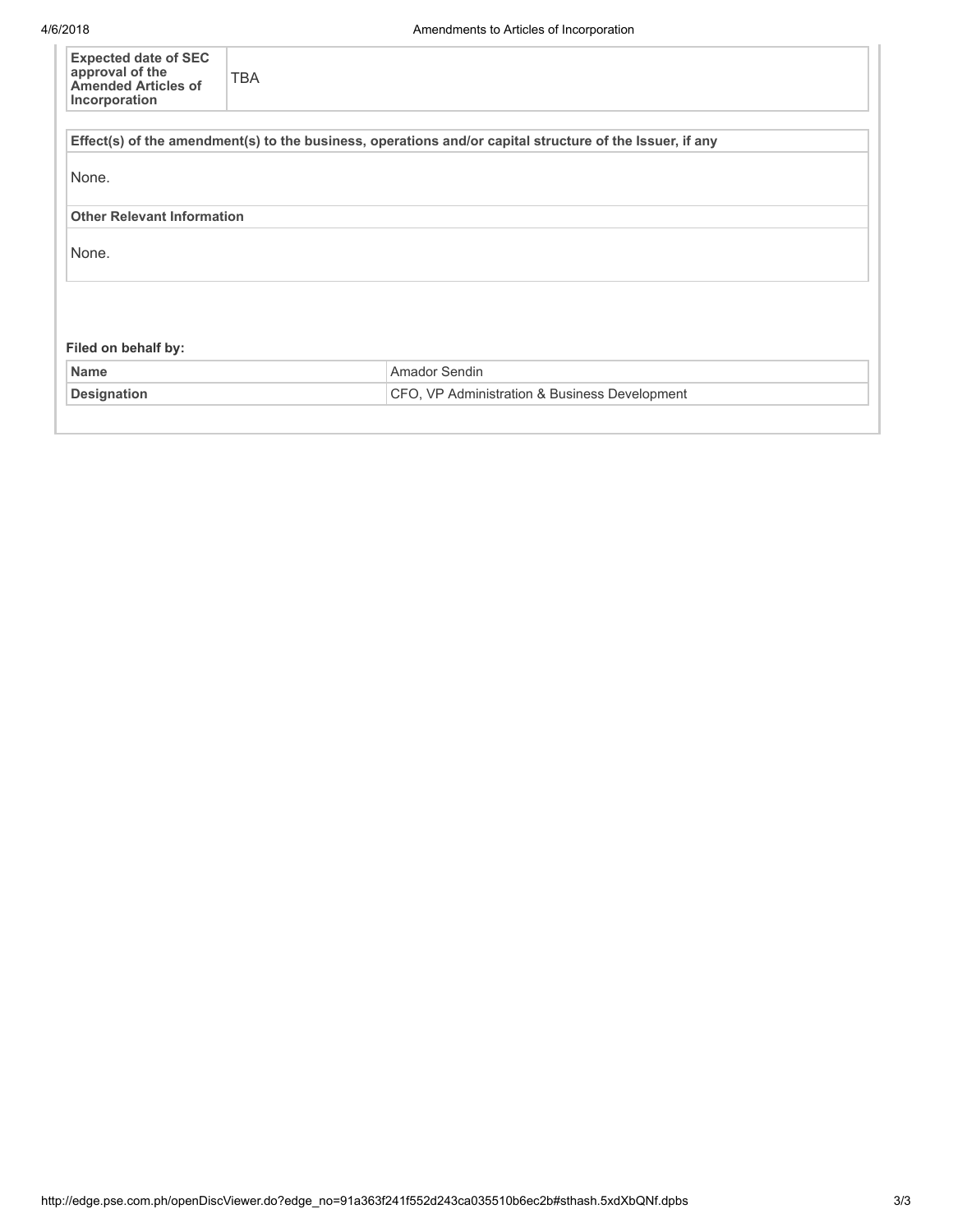| | |
|---|---|
| **Expected date of SEC approval of the Amended Articles of Incorporation** | TBA |

| **Effect(s) of the amendment(s) to the business, operations and/or capital structure of the Issuer, if any** |
|---|
| None. |
| **Other Relevant Information** |
| None. |

**Filed on behalf by:**

| | |
|---|---|
| **Name** | Amador Sendin |
| **Designation** | CFO, VP Administration & Business Development |